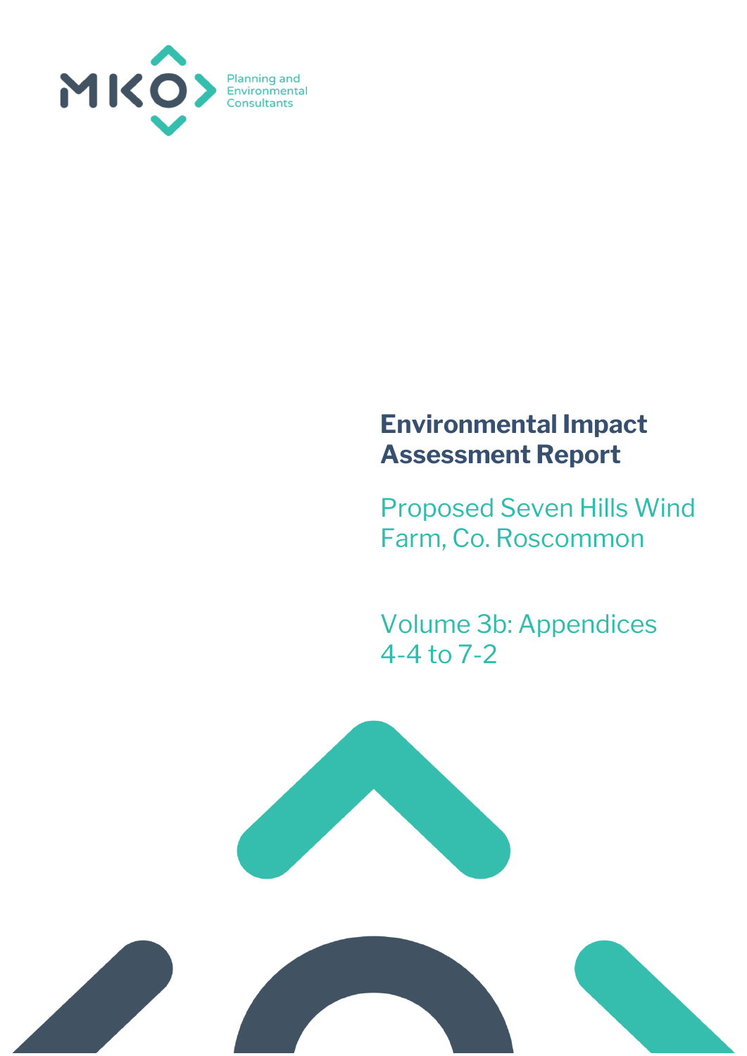MKO

Planning and Environmental Consultants

# Environmental Impact Assessment Report

## Proposed Seven Hills Wind Farm, Co. Roscommon

## Volume 3b: Appendices 4-4 to 7-2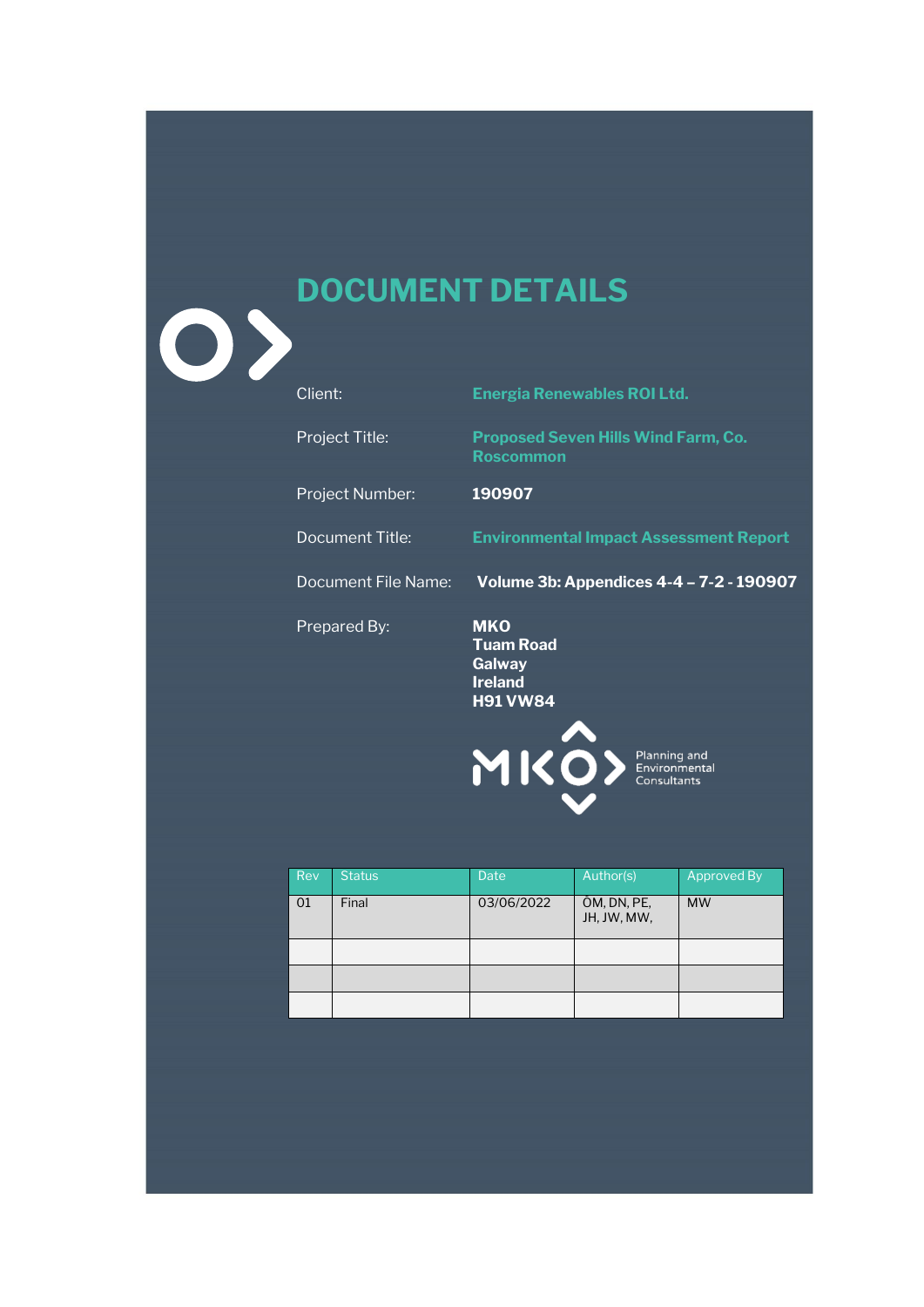# DOCUMENT DETAILS

| | |
|---|---|
| Client: | **Energia Renewables ROI Ltd.** |
| Project Title: | **Proposed Seven Hills Wind Farm, Co. Roscommon** |
| Project Number: | **190907** |
| Document Title: | **Environmental Impact Assessment Report** |
| Document File Name: | **Volume 3b: Appendices 4-4 – 7-2 - 190907** |
| Prepared By: | **MKO**<br>**Tuam Road**<br>**Galway**<br>**Ireland**<br>**H91 VW84** |

MKO Planning and Environmental Consultants

| Rev | Status | Date | Author(s) | Approved By |
|---|---|---|---|---|
| 01 | Final | 03/06/2022 | ÓM, DN, PE, JH, JW, MW, | MW |
| | | | | |
| | | | | |
| | | | | |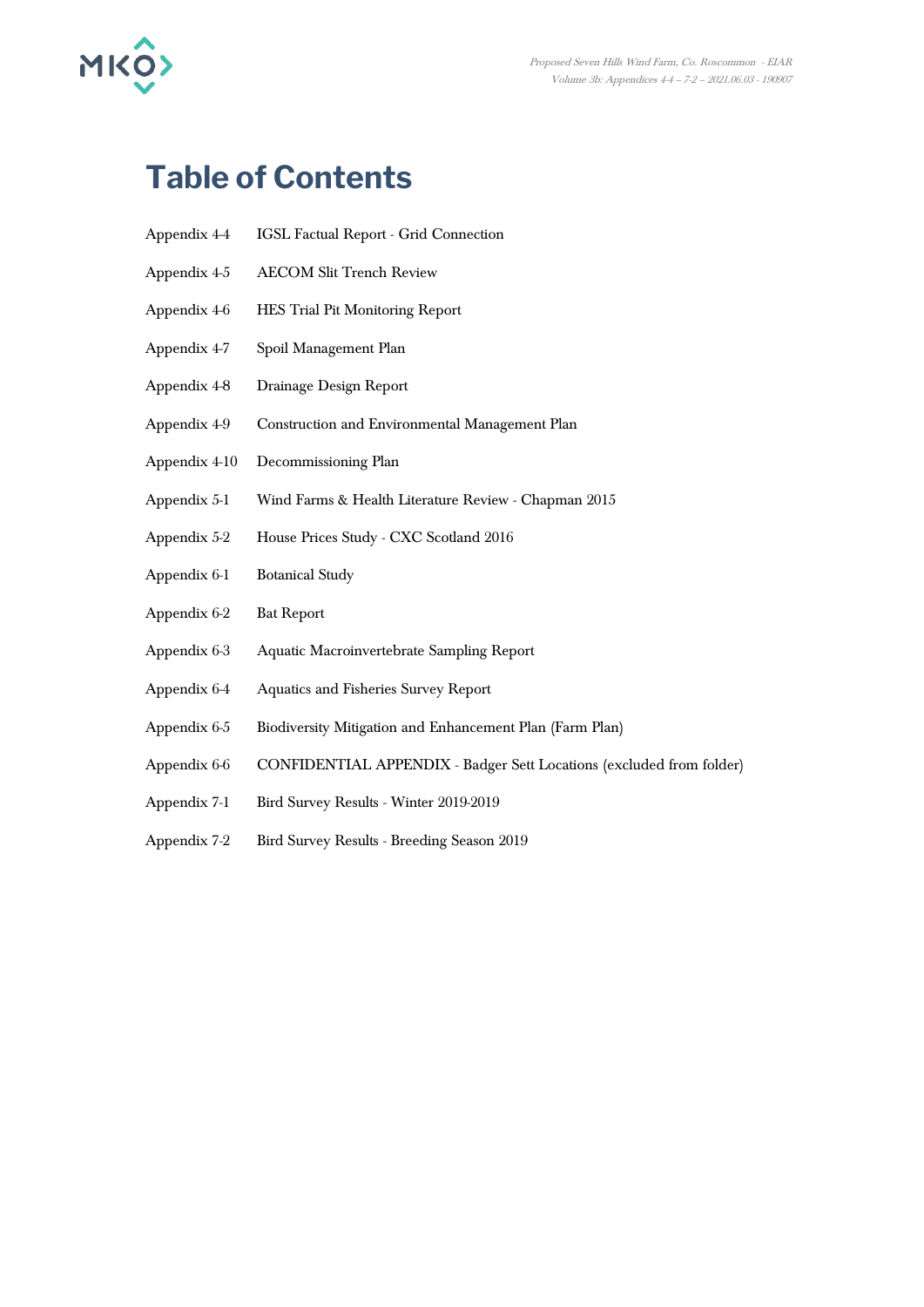# Table of Contents

| | |
|---|---|
| Appendix 4-4 | IGSL Factual Report - Grid Connection |
| Appendix 4-5 | AECOM Slit Trench Review |
| Appendix 4-6 | HES Trial Pit Monitoring Report |
| Appendix 4-7 | Spoil Management Plan |
| Appendix 4-8 | Drainage Design Report |
| Appendix 4-9 | Construction and Environmental Management Plan |
| Appendix 4-10 | Decommissioning Plan |
| Appendix 5-1 | Wind Farms & Health Literature Review - Chapman 2015 |
| Appendix 5-2 | House Prices Study - CXC Scotland 2016 |
| Appendix 6-1 | Botanical Study |
| Appendix 6-2 | Bat Report |
| Appendix 6-3 | Aquatic Macroinvertebrate Sampling Report |
| Appendix 6-4 | Aquatics and Fisheries Survey Report |
| Appendix 6-5 | Biodiversity Mitigation and Enhancement Plan (Farm Plan) |
| Appendix 6-6 | CONFIDENTIAL APPENDIX - Badger Sett Locations (excluded from folder) |
| Appendix 7-1 | Bird Survey Results - Winter 2019-2019 |
| Appendix 7-2 | Bird Survey Results - Breeding Season 2019 |